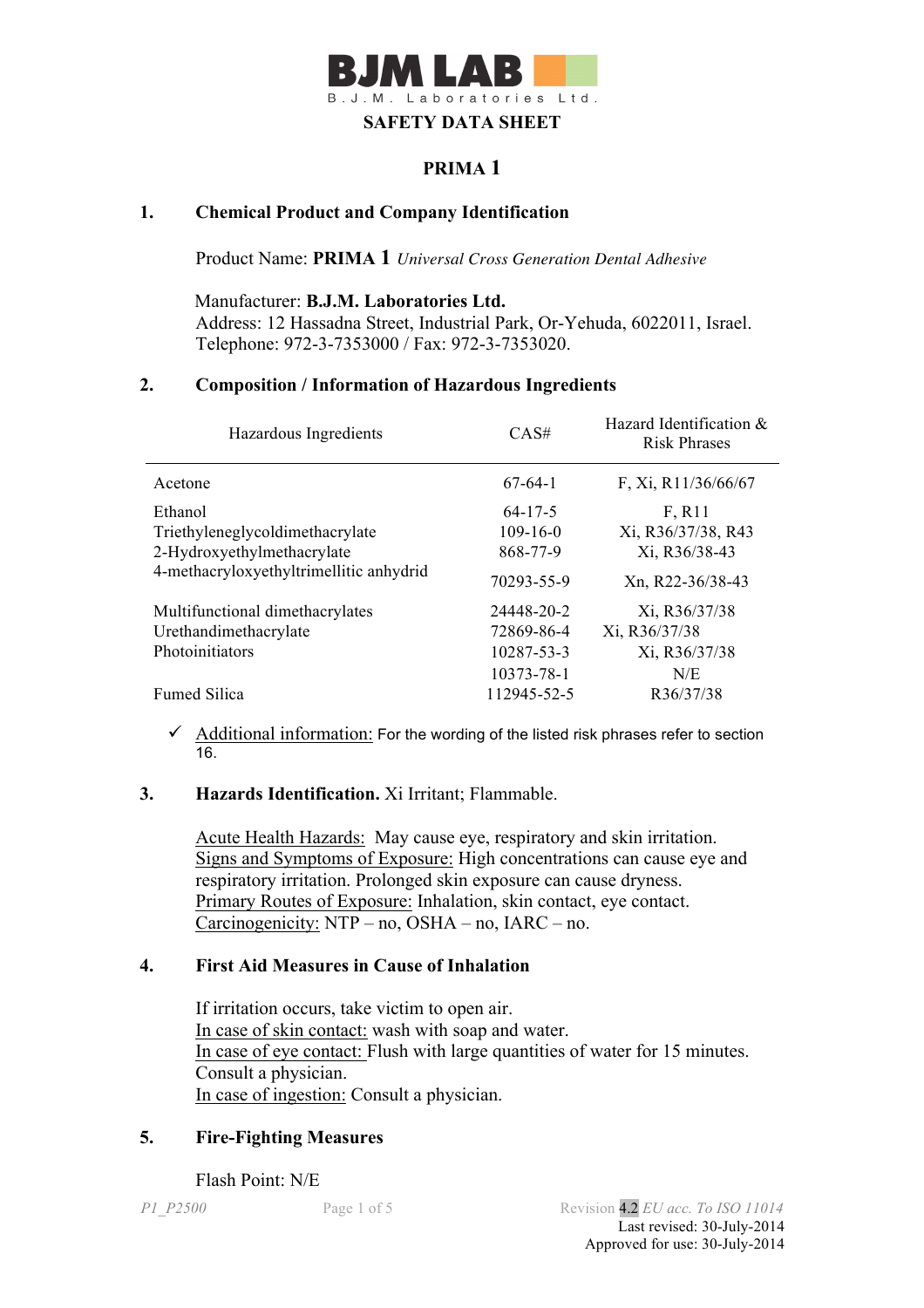BJM LAB

B.J.M. Laboratories Ltd.

**SAFETY DATA SHEET**

**PRIMA 1**

## 1. Chemical Product and Company Identification

Product Name: **PRIMA 1** *Universal Cross Generation Dental Adhesive*

Manufacturer: **B.J.M. Laboratories Ltd.**
Address: 12 Hassadna Street, Industrial Park, Or-Yehuda, 6022011, Israel.
Telephone: 972-3-7353000 / Fax: 972-3-7353020.

## 2. Composition / Information of Hazardous Ingredients

| Hazardous Ingredients | CAS# | Hazard Identification & Risk Phrases |
|---|---|---|
| Acetone | 67-64-1 | F, Xi, R11/36/66/67 |
| Ethanol | 64-17-5 | F, R11 |
| Triethyleneglycoldimethacrylate | 109-16-0 | Xi, R36/37/38, R43 |
| 2-Hydroxyethylmethacrylate | 868-77-9 | Xi, R36/38-43 |
| 4-methacryloxyethyltrimellitic anhydrid | 70293-55-9 | Xn, R22-36/38-43 |
| Multifunctional dimethacrylates | 24448-20-2 | Xi, R36/37/38 |
| Urethandimethacrylate | 72869-86-4 | Xi, R36/37/38 |
| Photoinitiators | 10287-53-3 | Xi, R36/37/38 |
| | 10373-78-1 | N/E |
| Fumed Silica | 112945-52-5 | R36/37/38 |

✓ Additional information: For the wording of the listed risk phrases refer to section 16.

## 3. Hazards Identification. Xi Irritant; Flammable.

Acute Health Hazards: May cause eye, respiratory and skin irritation.
Signs and Symptoms of Exposure: High concentrations can cause eye and respiratory irritation. Prolonged skin exposure can cause dryness.
Primary Routes of Exposure: Inhalation, skin contact, eye contact.
Carcinogenicity: NTP – no, OSHA – no, IARC – no.

## 4. First Aid Measures in Cause of Inhalation

If irritation occurs, take victim to open air.
In case of skin contact: wash with soap and water.
In case of eye contact: Flush with large quantities of water for 15 minutes. Consult a physician.
In case of ingestion: Consult a physician.

## 5. Fire-Fighting Measures

Flash Point: N/E

P1_P2500 Revision 4.2 *EU acc. To ISO 11014*
Last revised: 30-July-2014
Approved for use: 30-July-2014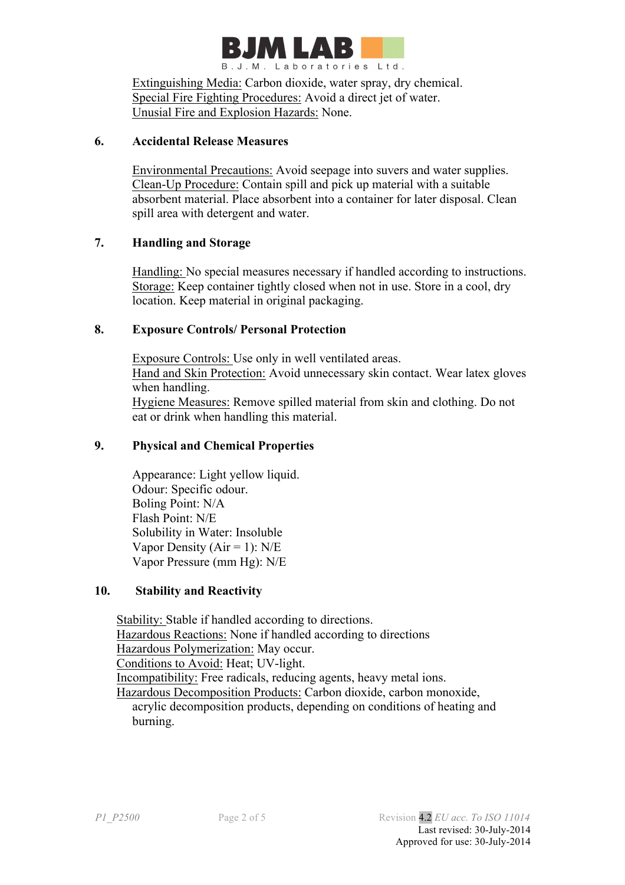Extinguishing Media: Carbon dioxide, water spray, dry chemical.
Special Fire Fighting Procedures: Avoid a direct jet of water.
Unusial Fire and Explosion Hazards: None.

## 6. Accidental Release Measures

Environmental Precautions: Avoid seepage into suvers and water supplies.
Clean-Up Procedure: Contain spill and pick up material with a suitable absorbent material. Place absorbent into a container for later disposal. Clean spill area with detergent and water.

## 7. Handling and Storage

Handling: No special measures necessary if handled according to instructions.
Storage: Keep container tightly closed when not in use. Store in a cool, dry location. Keep material in original packaging.

## 8. Exposure Controls/ Personal Protection

Exposure Controls: Use only in well ventilated areas.
Hand and Skin Protection: Avoid unnecessary skin contact. Wear latex gloves when handling.
Hygiene Measures: Remove spilled material from skin and clothing. Do not eat or drink when handling this material.

## 9. Physical and Chemical Properties

Appearance: Light yellow liquid.
Odour: Specific odour.
Boling Point: N/A
Flash Point: N/E
Solubility in Water: Insoluble
Vapor Density (Air = 1): N/E
Vapor Pressure (mm Hg): N/E

## 10. Stability and Reactivity

Stability: Stable if handled according to directions.
Hazardous Reactions: None if handled according to directions
Hazardous Polymerization: May occur.
Conditions to Avoid: Heat; UV-light.
Incompatibility: Free radicals, reducing agents, heavy metal ions.
Hazardous Decomposition Products: Carbon dioxide, carbon monoxide, acrylic decomposition products, depending on conditions of heating and burning.

P1_P2500 | Revision 4.2 EU acc. To ISO 11014
Last revised: 30-July-2014
Approved for use: 30-July-2014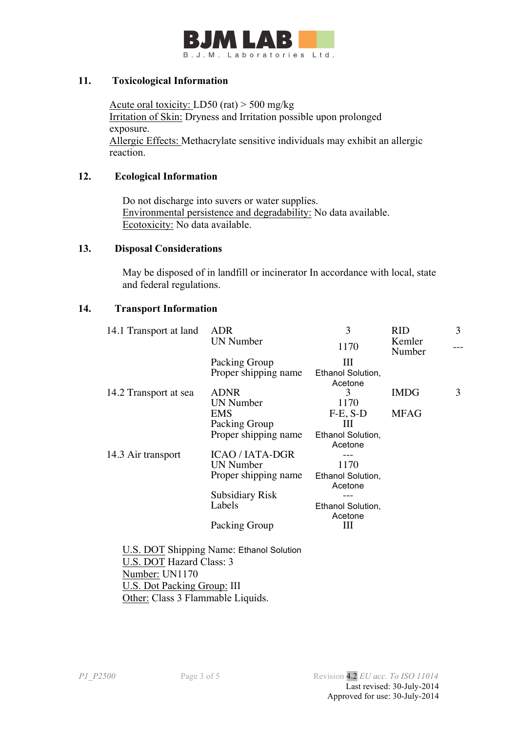## 11. Toxicological Information

Acute oral toxicity: LD50 (rat) > 500 mg/kg
Irritation of Skin: Dryness and Irritation possible upon prolonged exposure.
Allergic Effects: Methacrylate sensitive individuals may exhibit an allergic reaction.

## 12. Ecological Information

Do not discharge into suvers or water supplies.
Environmental persistence and degradability: No data available.
Ecotoxicity: No data available.

## 13. Disposal Considerations

May be disposed of in landfill or incinerator In accordance with local, state and federal regulations.

## 14. Transport Information

| | | | | |
|---|---|---|---|---|
| 14.1 Transport at land | ADR | 3 | RID | 3 |
| | UN Number | 1170 | Kemler Number | --- |
| | Packing Group | III | | |
| | Proper shipping name | Ethanol Solution, Acetone | | |
| 14.2 Transport at sea | ADNR | 3 | IMDG | 3 |
| | UN Number | 1170 | | |
| | EMS | F-E, S-D | MFAG | |
| | Packing Group | III | | |
| | Proper shipping name | Ethanol Solution, Acetone | | |
| 14.3 Air transport | ICAO / IATA-DGR | --- | | |
| | UN Number | 1170 | | |
| | Proper shipping name | Ethanol Solution, Acetone | | |
| | Subsidiary Risk | --- | | |
| | Labels | Ethanol Solution, Acetone | | |
| | Packing Group | III | | |

U.S. DOT Shipping Name: Ethanol Solution
U.S. DOT Hazard Class: 3
Number: UN1170
U.S. Dot Packing Group: III
Other: Class 3 Flammable Liquids.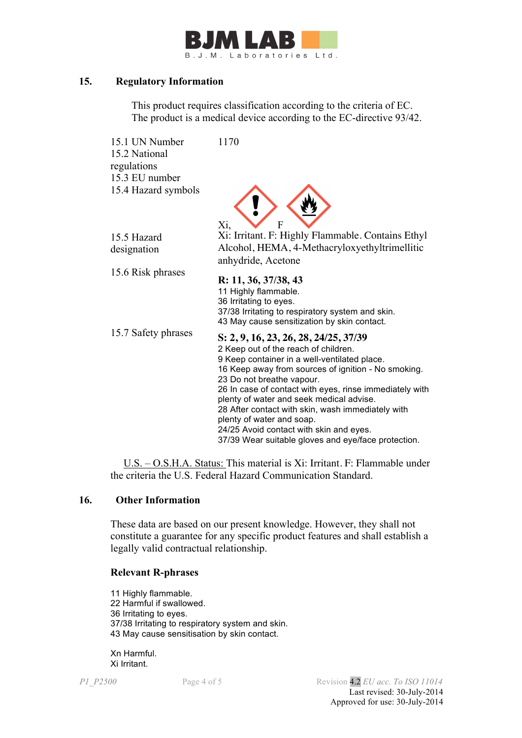## 15. Regulatory Information

This product requires classification according to the criteria of EC.
The product is a medical device according to the EC-directive 93/42.

| | |
|---|---|
| 15.1 UN Number | 1170 |
| 15.2 National regulations | |
| 15.3 EU number | |
| 15.4 Hazard symbols | Xi, F |
| 15.5 Hazard designation | Xi: Irritant. F: Highly Flammable. Contains Ethyl Alcohol, HEMA, 4-Methacryloxyethyltrimellitic anhydride, Acetone |
| 15.6 Risk phrases | **R: 11, 36, 37/38, 43**<br>11 Highly flammable.<br>36 Irritating to eyes.<br>37/38 Irritating to respiratory system and skin.<br>43 May cause sensitization by skin contact. |
| 15.7 Safety phrases | **S: 2, 9, 16, 23, 26, 28, 24/25, 37/39**<br>2 Keep out of the reach of children.<br>9 Keep container in a well-ventilated place.<br>16 Keep away from sources of ignition - No smoking.<br>23 Do not breathe vapour.<br>26 In case of contact with eyes, rinse immediately with plenty of water and seek medical advise.<br>28 After contact with skin, wash immediately with plenty of water and soap.<br>24/25 Avoid contact with skin and eyes.<br>37/39 Wear suitable gloves and eye/face protection. |

U.S. – O.S.H.A. Status: This material is Xi: Irritant. F: Flammable under the criteria the U.S. Federal Hazard Communication Standard.

## 16. Other Information

These data are based on our present knowledge. However, they shall not constitute a guarantee for any specific product features and shall establish a legally valid contractual relationship.

### Relevant R-phrases

11 Highly flammable.
22 Harmful if swallowed.
36 Irritating to eyes.
37/38 Irritating to respiratory system and skin.
43 May cause sensitisation by skin contact.

Xn Harmful.
Xi Irritant.

P1_P2500 Revision 4.2 *EU acc. To ISO 11014*
Last revised: 30-July-2014
Approved for use: 30-July-2014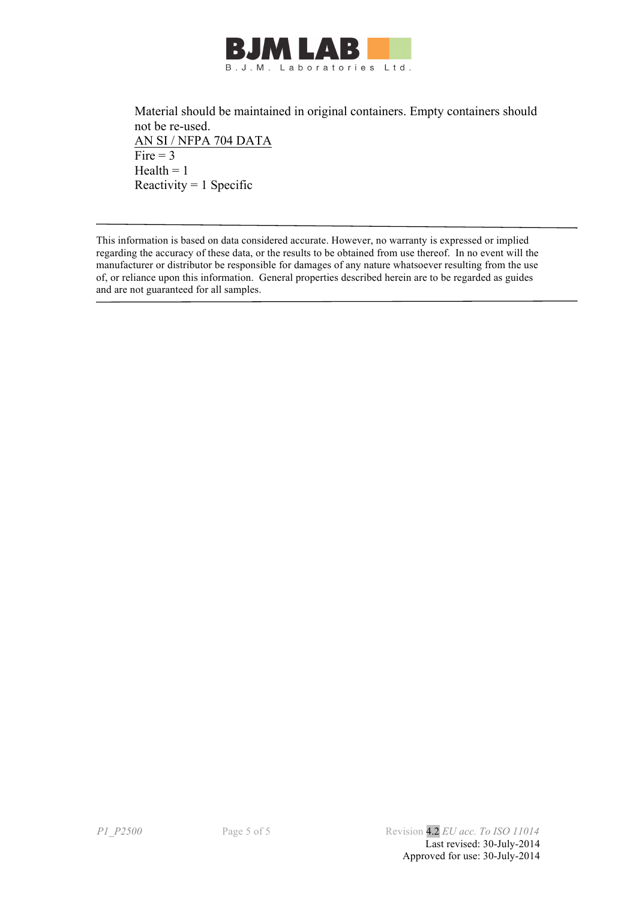Material should be maintained in original containers. Empty containers should not be re-used.

<u>AN SI / NFPA 704 DATA</u>

Fire = 3

Health = 1

Reactivity = 1 Specific

---

This information is based on data considered accurate. However, no warranty is expressed or implied regarding the accuracy of these data, or the results to be obtained from use thereof. In no event will the manufacturer or distributor be responsible for damages of any nature whatsoever resulting from the use of, or reliance upon this information. General properties described herein are to be regarded as guides and are not guaranteed for all samples.

---